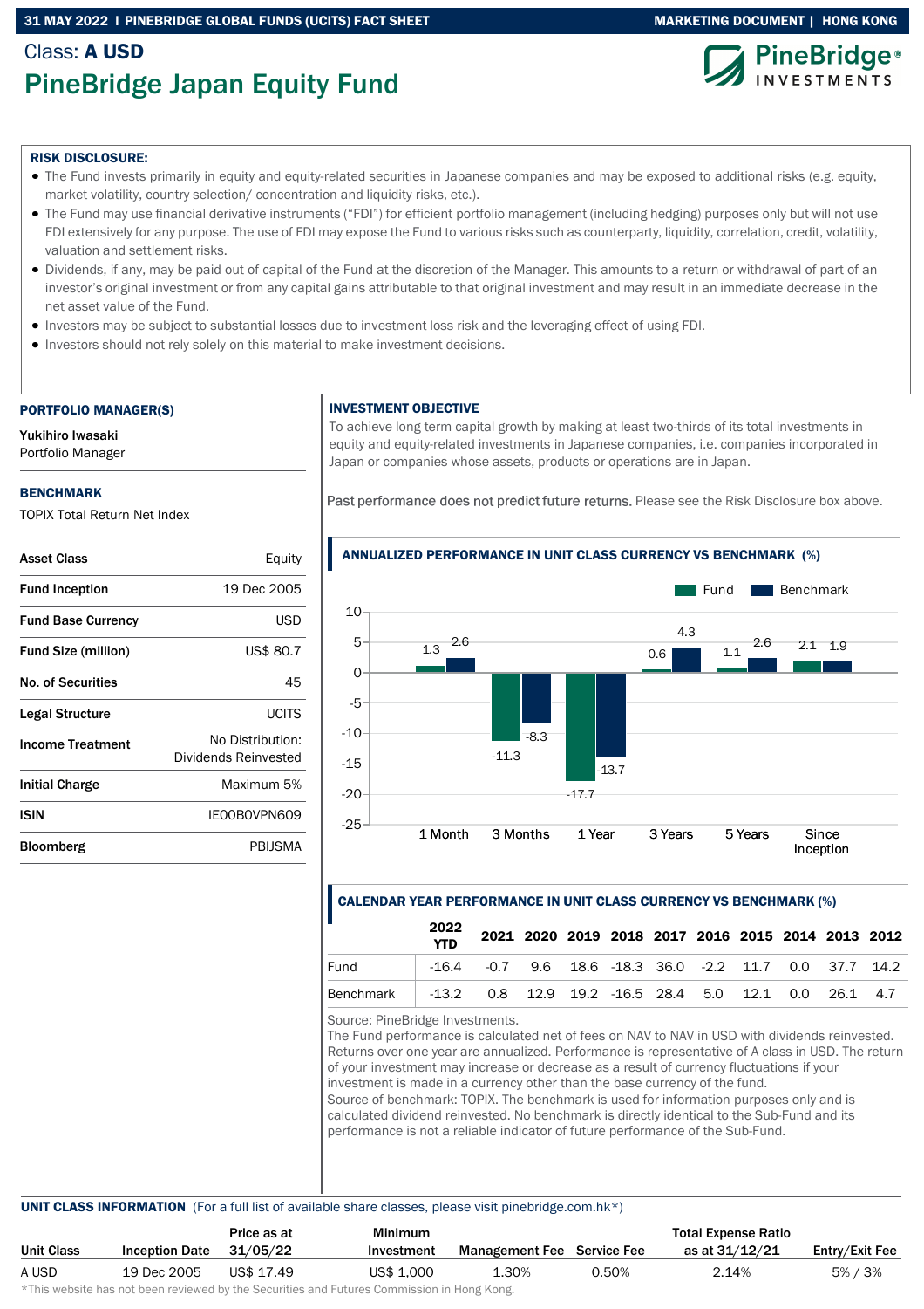31 MAY 2022 | PINEBRIDGE GLOBAL FUNDS (UCITS) FACT SHEET | MARKETING DOCUMENT | HONG KONG

Class: **A USD**

# PineBridge Japan Equity Fund

**RISK DISCLOSURE:**

- The Fund invests primarily in equity and equity-related securities in Japanese companies and may be exposed to additional risks (e.g. equity, market volatility, country selection/ concentration and liquidity risks, etc.).
- The Fund may use financial derivative instruments ("FDI") for efficient portfolio management (including hedging) purposes only but will not use FDI extensively for any purpose. The use of FDI may expose the Fund to various risks such as counterparty, liquidity, correlation, credit, volatility, valuation and settlement risks.
- Dividends, if any, may be paid out of capital of the Fund at the discretion of the Manager. This amounts to a return or withdrawal of part of an investor's original investment or from any capital gains attributable to that original investment and may result in an immediate decrease in the net asset value of the Fund.
- Investors may be subject to substantial losses due to investment loss risk and the leveraging effect of using FDI.
- Investors should not rely solely on this material to make investment decisions.

## PORTFOLIO MANAGER(S)

**Yukihiro Iwasaki**
Portfolio Manager

## BENCHMARK

TOPIX Total Return Net Index

| | |
|---|---|
| **Asset Class** | Equity |
| **Fund Inception** | 19 Dec 2005 |
| **Fund Base Currency** | USD |
| **Fund Size (million)** | US$ 80.7 |
| **No. of Securities** | 45 |
| **Legal Structure** | UCITS |
| **Income Treatment** | No Distribution: Dividends Reinvested |
| **Initial Charge** | Maximum 5% |
| **ISIN** | IE00B0VPN609 |
| **Bloomberg** | PBIJSMA |

## INVESTMENT OBJECTIVE

To achieve long term capital growth by making at least two-thirds of its total investments in equity and equity-related investments in Japanese companies, i.e. companies incorporated in Japan or companies whose assets, products or operations are in Japan.

Past performance does not predict future returns. Please see the Risk Disclosure box above.

## ANNUALIZED PERFORMANCE IN UNIT CLASS CURRENCY VS BENCHMARK (%)

| | 1 Month | 3 Months | 1 Year | 3 Years | 5 Years | Since Inception |
|---|---|---|---|---|---|---|
| Fund | 1.3 | -11.3 | -17.7 | 0.6 | 1.1 | 2.1 |
| Benchmark | 2.6 | -8.3 | -13.7 | 4.3 | 2.6 | 1.9 |

## CALENDAR YEAR PERFORMANCE IN UNIT CLASS CURRENCY VS BENCHMARK (%)

| | 2022 YTD | 2021 | 2020 | 2019 | 2018 | 2017 | 2016 | 2015 | 2014 | 2013 | 2012 |
|---|---|---|---|---|---|---|---|---|---|---|---|
| Fund | -16.4 | -0.7 | 9.6 | 18.6 | -18.3 | 36.0 | -2.2 | 11.7 | 0.0 | 37.7 | 14.2 |
| Benchmark | -13.2 | 0.8 | 12.9 | 19.2 | -16.5 | 28.4 | 5.0 | 12.1 | 0.0 | 26.1 | 4.7 |

Source: PineBridge Investments.
The Fund performance is calculated net of fees on NAV to NAV in USD with dividends reinvested. Returns over one year are annualized. Performance is representative of A class in USD. The return of your investment may increase or decrease as a result of currency fluctuations if your investment is made in a currency other than the base currency of the fund.
Source of benchmark: TOPIX. The benchmark is used for information purposes only and is calculated dividend reinvested. No benchmark is directly identical to the Sub-Fund and its performance is not a reliable indicator of future performance of the Sub-Fund.

## UNIT CLASS INFORMATION

(For a full list of available share classes, please visit pinebridge.com.hk*)

| Unit Class | Inception Date | Price as at 31/05/22 | Minimum Investment | Management Fee | Service Fee | Total Expense Ratio as at 31/12/21 | Entry/Exit Fee |
|---|---|---|---|---|---|---|---|
| A USD | 19 Dec 2005 | US$ 17.49 | US$ 1,000 | 1.30% | 0.50% | 2.14% | 5% / 3% |

*This website has not been reviewed by the Securities and Futures Commission in Hong Kong.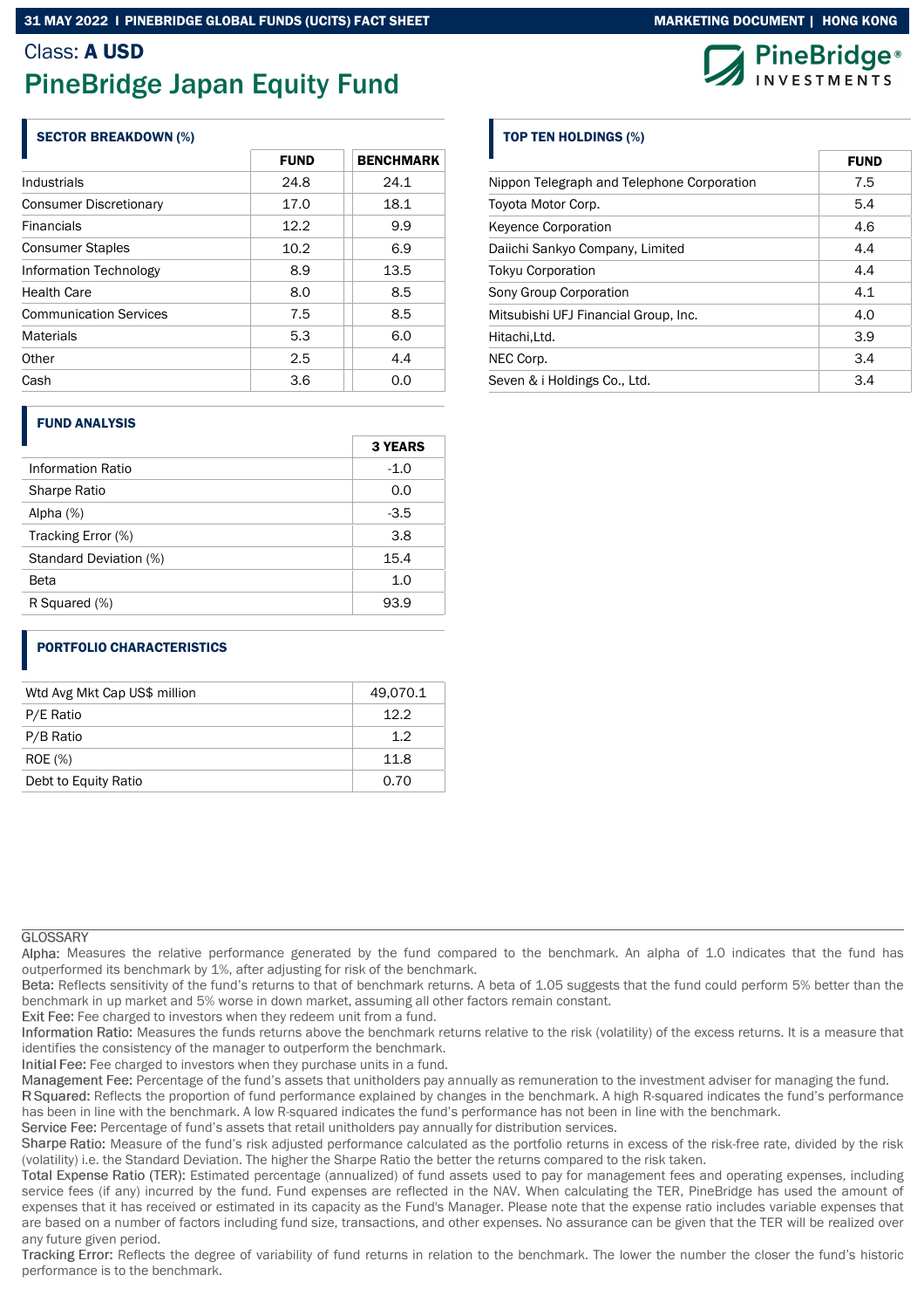Class: **A USD**

# PineBridge Japan Equity Fund

## SECTOR BREAKDOWN (%)

| | FUND | BENCHMARK |
|---|---|---|
| Industrials | 24.8 | 24.1 |
| Consumer Discretionary | 17.0 | 18.1 |
| Financials | 12.2 | 9.9 |
| Consumer Staples | 10.2 | 6.9 |
| Information Technology | 8.9 | 13.5 |
| Health Care | 8.0 | 8.5 |
| Communication Services | 7.5 | 8.5 |
| Materials | 5.3 | 6.0 |
| Other | 2.5 | 4.4 |
| Cash | 3.6 | 0.0 |

## FUND ANALYSIS

| | 3 YEARS |
|---|---|
| Information Ratio | -1.0 |
| Sharpe Ratio | 0.0 |
| Alpha (%) | -3.5 |
| Tracking Error (%) | 3.8 |
| Standard Deviation (%) | 15.4 |
| Beta | 1.0 |
| R Squared (%) | 93.9 |

## PORTFOLIO CHARACTERISTICS

| | |
|---|---|
| Wtd Avg Mkt Cap US$ million | 49,070.1 |
| P/E Ratio | 12.2 |
| P/B Ratio | 1.2 |
| ROE (%) | 11.8 |
| Debt to Equity Ratio | 0.70 |

## TOP TEN HOLDINGS (%)

| | FUND |
|---|---|
| Nippon Telegraph and Telephone Corporation | 7.5 |
| Toyota Motor Corp. | 5.4 |
| Keyence Corporation | 4.6 |
| Daiichi Sankyo Company, Limited | 4.4 |
| Tokyu Corporation | 4.4 |
| Sony Group Corporation | 4.1 |
| Mitsubishi UFJ Financial Group, Inc. | 4.0 |
| Hitachi,Ltd. | 3.9 |
| NEC Corp. | 3.4 |
| Seven & i Holdings Co., Ltd. | 3.4 |

GLOSSARY

Alpha: Measures the relative performance generated by the fund compared to the benchmark. An alpha of 1.0 indicates that the fund has outperformed its benchmark by 1%, after adjusting for risk of the benchmark.

Beta: Reflects sensitivity of the fund's returns to that of benchmark returns. A beta of 1.05 suggests that the fund could perform 5% better than the benchmark in up market and 5% worse in down market, assuming all other factors remain constant.

Exit Fee: Fee charged to investors when they redeem unit from a fund.

Information Ratio: Measures the funds returns above the benchmark returns relative to the risk (volatility) of the excess returns. It is a measure that identifies the consistency of the manager to outperform the benchmark.

Initial Fee: Fee charged to investors when they purchase units in a fund.

Management Fee: Percentage of the fund's assets that unitholders pay annually as remuneration to the investment adviser for managing the fund.

R Squared: Reflects the proportion of fund performance explained by changes in the benchmark. A high R-squared indicates the fund's performance has been in line with the benchmark. A low R-squared indicates the fund's performance has not been in line with the benchmark.

Service Fee: Percentage of fund's assets that retail unitholders pay annually for distribution services.

Sharpe Ratio: Measure of the fund's risk adjusted performance calculated as the portfolio returns in excess of the risk-free rate, divided by the risk (volatility) i.e. the Standard Deviation. The higher the Sharpe Ratio the better the returns compared to the risk taken.

Total Expense Ratio (TER): Estimated percentage (annualized) of fund assets used to pay for management fees and operating expenses, including service fees (if any) incurred by the fund. Fund expenses are reflected in the NAV. When calculating the TER, PineBridge has used the amount of expenses that it has received or estimated in its capacity as the Fund's Manager. Please note that the expense ratio includes variable expenses that are based on a number of factors including fund size, transactions, and other expenses. No assurance can be given that the TER will be realized over any future given period.

Tracking Error: Reflects the degree of variability of fund returns in relation to the benchmark. The lower the number the closer the fund's historic performance is to the benchmark.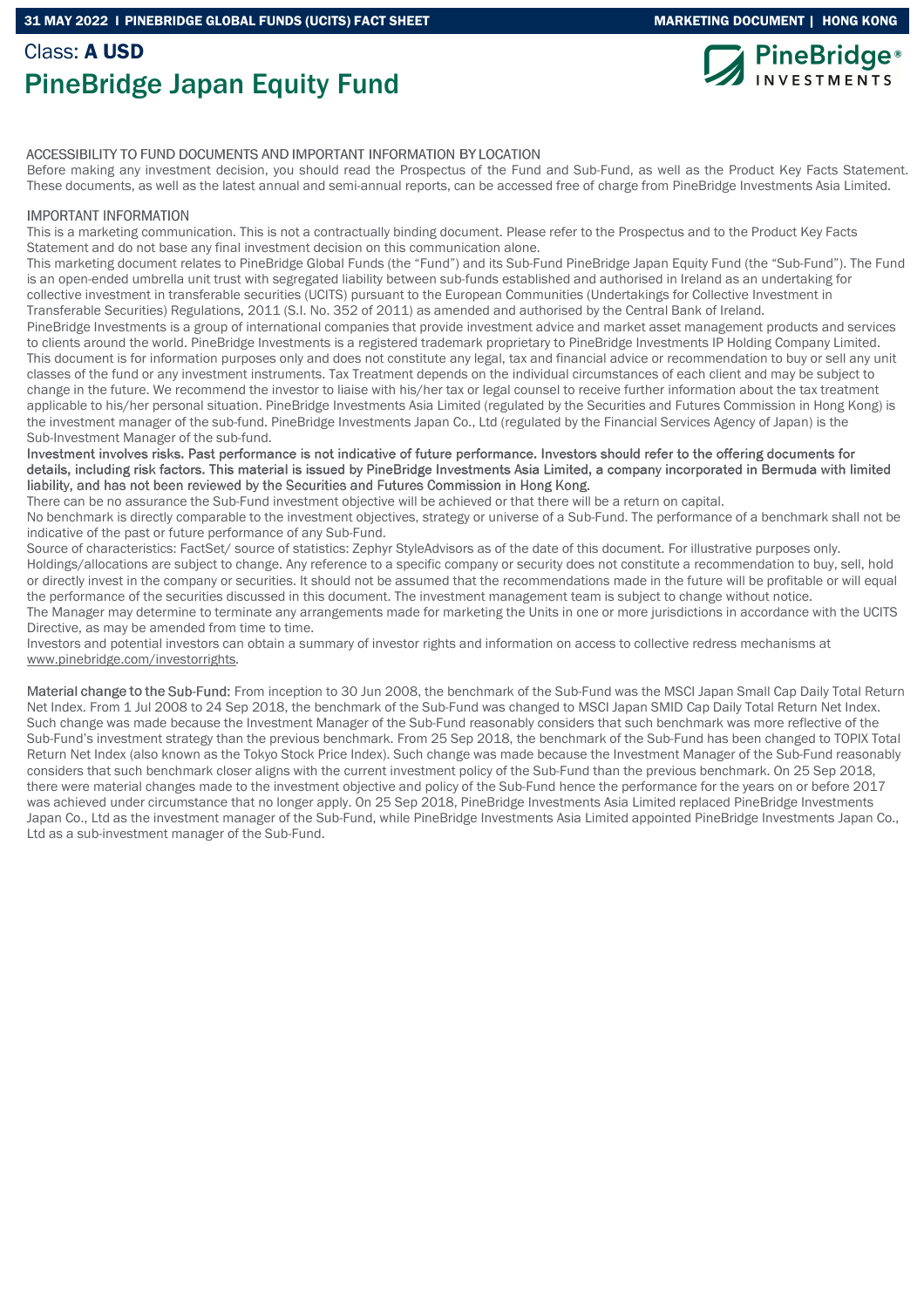Class: **A USD**

# PineBridge Japan Equity Fund

## ACCESSIBILITY TO FUND DOCUMENTS AND IMPORTANT INFORMATION BY LOCATION

Before making any investment decision, you should read the Prospectus of the Fund and Sub-Fund, as well as the Product Key Facts Statement. These documents, as well as the latest annual and semi-annual reports, can be accessed free of charge from PineBridge Investments Asia Limited.

## IMPORTANT INFORMATION

This is a marketing communication. This is not a contractually binding document. Please refer to the Prospectus and to the Product Key Facts Statement and do not base any final investment decision on this communication alone.

This marketing document relates to PineBridge Global Funds (the "Fund") and its Sub-Fund PineBridge Japan Equity Fund (the "Sub-Fund"). The Fund is an open-ended umbrella unit trust with segregated liability between sub-funds established and authorised in Ireland as an undertaking for collective investment in transferable securities (UCITS) pursuant to the European Communities (Undertakings for Collective Investment in Transferable Securities) Regulations, 2011 (S.I. No. 352 of 2011) as amended and authorised by the Central Bank of Ireland.

PineBridge Investments is a group of international companies that provide investment advice and market asset management products and services to clients around the world. PineBridge Investments is a registered trademark proprietary to PineBridge Investments IP Holding Company Limited.

This document is for information purposes only and does not constitute any legal, tax and financial advice or recommendation to buy or sell any unit classes of the fund or any investment instruments. Tax Treatment depends on the individual circumstances of each client and may be subject to change in the future. We recommend the investor to liaise with his/her tax or legal counsel to receive further information about the tax treatment applicable to his/her personal situation. PineBridge Investments Asia Limited (regulated by the Securities and Futures Commission in Hong Kong) is the investment manager of the sub-fund. PineBridge Investments Japan Co., Ltd (regulated by the Financial Services Agency of Japan) is the Sub-Investment Manager of the sub-fund.

Investment involves risks. Past performance is not indicative of future performance. Investors should refer to the offering documents for details, including risk factors. This material is issued by PineBridge Investments Asia Limited, a company incorporated in Bermuda with limited liability, and has not been reviewed by the Securities and Futures Commission in Hong Kong.

There can be no assurance the Sub-Fund investment objective will be achieved or that there will be a return on capital.

No benchmark is directly comparable to the investment objectives, strategy or universe of a Sub-Fund. The performance of a benchmark shall not be indicative of the past or future performance of any Sub-Fund.

Source of characteristics: FactSet/ source of statistics: Zephyr StyleAdvisors as of the date of this document. For illustrative purposes only.

Holdings/allocations are subject to change. Any reference to a specific company or security does not constitute a recommendation to buy, sell, hold or directly invest in the company or securities. It should not be assumed that the recommendations made in the future will be profitable or will equal the performance of the securities discussed in this document. The investment management team is subject to change without notice.

The Manager may determine to terminate any arrangements made for marketing the Units in one or more jurisdictions in accordance with the UCITS Directive, as may be amended from time to time.

Investors and potential investors can obtain a summary of investor rights and information on access to collective redress mechanisms at www.pinebridge.com/investorrights.

Material change to the Sub-Fund: From inception to 30 Jun 2008, the benchmark of the Sub-Fund was the MSCI Japan Small Cap Daily Total Return Net Index. From 1 Jul 2008 to 24 Sep 2018, the benchmark of the Sub-Fund was changed to MSCI Japan SMID Cap Daily Total Return Net Index. Such change was made because the Investment Manager of the Sub-Fund reasonably considers that such benchmark was more reflective of the Sub-Fund's investment strategy than the previous benchmark. From 25 Sep 2018, the benchmark of the Sub-Fund has been changed to TOPIX Total Return Net Index (also known as the Tokyo Stock Price Index). Such change was made because the Investment Manager of the Sub-Fund reasonably considers that such benchmark closer aligns with the current investment policy of the Sub-Fund than the previous benchmark. On 25 Sep 2018, there were material changes made to the investment objective and policy of the Sub-Fund hence the performance for the years on or before 2017 was achieved under circumstance that no longer apply. On 25 Sep 2018, PineBridge Investments Asia Limited replaced PineBridge Investments Japan Co., Ltd as the investment manager of the Sub-Fund, while PineBridge Investments Asia Limited appointed PineBridge Investments Japan Co., Ltd as a sub-investment manager of the Sub-Fund.